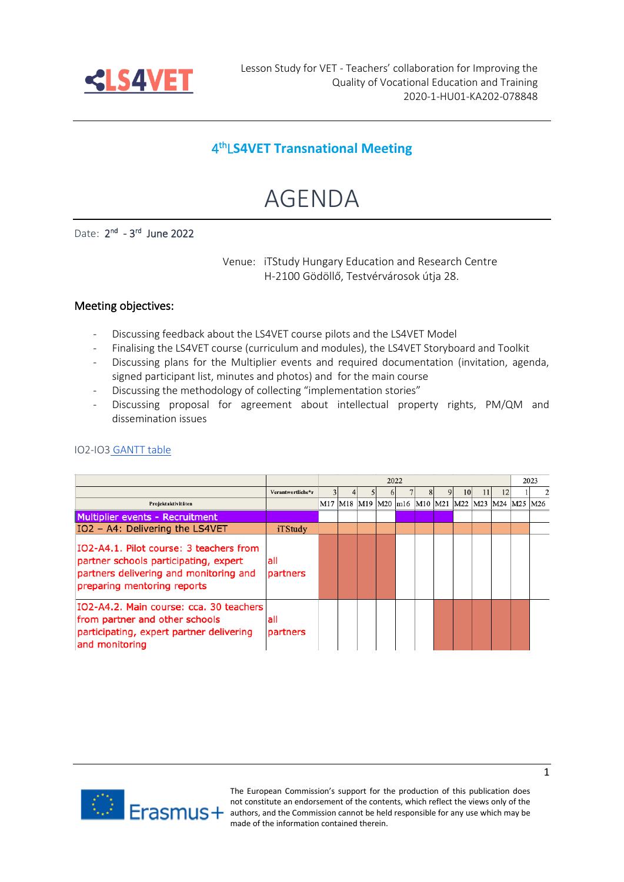Lesson Study for VET - Teachers' collaboration for Improving the Quality of Vocational Education and Training
2020-1-HU01-KA202-078848

## 4th LS4VET Transnational Meeting

# AGENDA

Date: 2nd - 3rd June 2022

Venue: iTStudy Hungary Education and Research Centre
H-2100 Gödöllő, Testvérvárosok útja 28.

### Meeting objectives:

- Discussing feedback about the LS4VET course pilots and the LS4VET Model
- Finalising the LS4VET course (curriculum and modules), the LS4VET Storyboard and Toolkit
- Discussing plans for the Multiplier events and required documentation (invitation, agenda, signed participant list, minutes and photos) and for the main course
- Discussing the methodology of collecting "implementation stories"
- Discussing proposal for agreement about intellectual property rights, PM/QM and dissemination issues

IO2-IO3 GANTT table

| | | 2022 | | | | | | | | | | 2023 | |
|---|---|---|---|---|---|---|---|---|---|---|---|---|---|
| | Verantwortliche*r | 3 | 4 | 5 | 6 | 7 | 8 | 9 | 10 | 11 | 12 | 1 | 2 |
| Projektaktivitäten | | M17 | M18 | M19 | M20 | m16 | M10 | M21 | M22 | M23 | M24 | M25 | M26 |
| Multiplier events - Recruitment | | | | | | ■ | ■ | ■ | | | | | |
| IO2 – A4: Delivering the LS4VET | iTStudy | ■ | ■ | ■ | ■ | ■ | ■ | ■ | ■ | ■ | ■ | ■ | |
| IO2-A4.1. Pilot course: 3 teachers from partner schools participating, expert partners delivering and monitoring and preparing mentoring reports | all partners | ■ | ■ | ■ | ■ | | | | | | | | |
| IO2-A4.2. Main course: cca. 30 teachers from partner and other schools participating, expert partner delivering and monitoring | all partners | | | | | | | ■ | ■ | ■ | ■ | ■ | |

The European Commission's support for the production of this publication does not constitute an endorsement of the contents, which reflect the views only of the authors, and the Commission cannot be held responsible for any use which may be made of the information contained therein.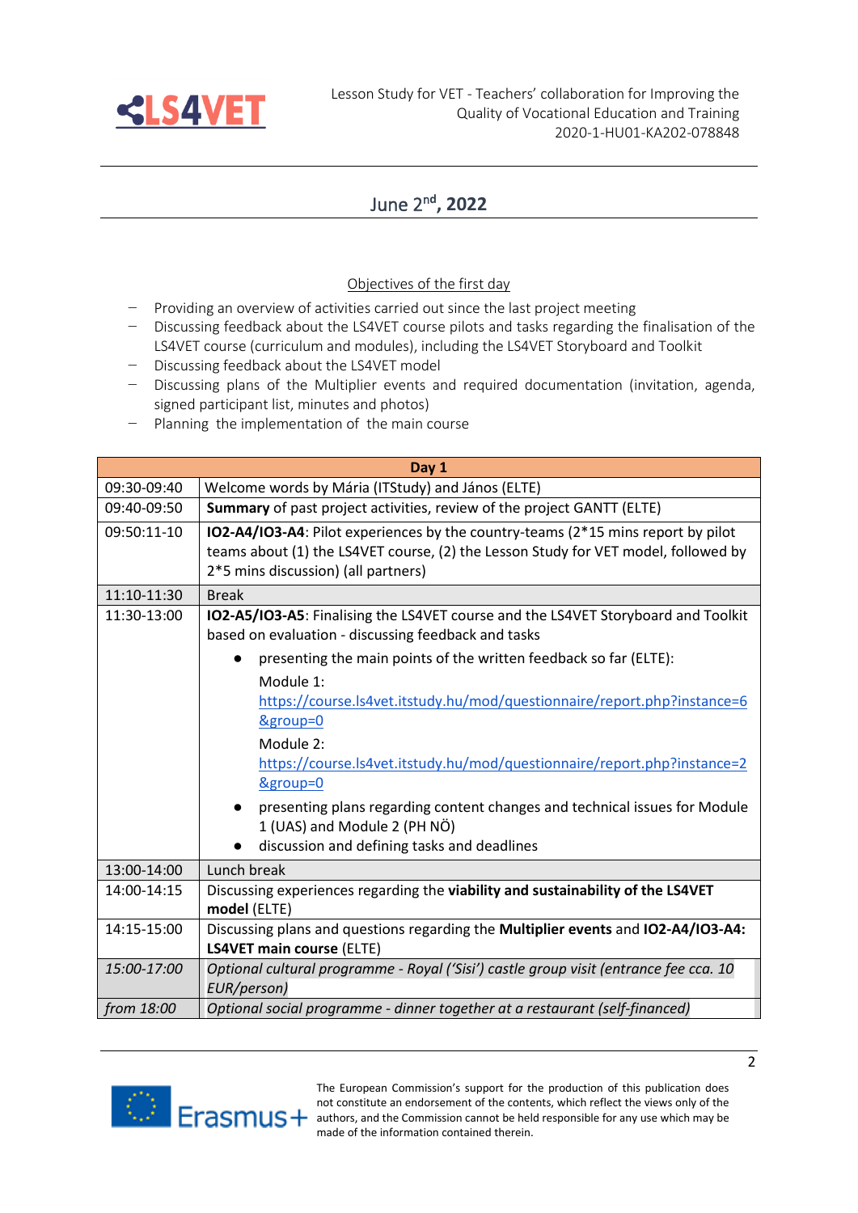## June 2[nd], 2022

Objectives of the first day

- Providing an overview of activities carried out since the last project meeting
- Discussing feedback about the LS4VET course pilots and tasks regarding the finalisation of the LS4VET course (curriculum and modules), including the LS4VET Storyboard and Toolkit
- Discussing feedback about the LS4VET model
- Discussing plans of the Multiplier events and required documentation (invitation, agenda, signed participant list, minutes and photos)
- Planning the implementation of the main course

| **Day 1** | |
|---|---|
| 09:30-09:40 | Welcome words by Mária (ITStudy) and János (ELTE) |
| 09:40-09:50 | **Summary** of past project activities, review of the project GANTT (ELTE) |
| 09:50:11-10 | **IO2-A4/IO3-A4**: Pilot experiences by the country-teams (2*15 mins report by pilot teams about (1) the LS4VET course, (2) the Lesson Study for VET model, followed by 2*5 mins discussion) (all partners) |
| 11:10-11:30 | Break |
| 11:30-13:00 | **IO2-A5/IO3-A5**: Finalising the LS4VET course and the LS4VET Storyboard and Toolkit based on evaluation - discussing feedback and tasks<br>• presenting the main points of the written feedback so far (ELTE):<br>Module 1: https://course.ls4vet.itstudy.hu/mod/questionnaire/report.php?instance=6&group=0<br>Module 2: https://course.ls4vet.itstudy.hu/mod/questionnaire/report.php?instance=2&group=0<br>• presenting plans regarding content changes and technical issues for Module 1 (UAS) and Module 2 (PH NÖ)<br>• discussion and defining tasks and deadlines |
| 13:00-14:00 | Lunch break |
| 14:00-14:15 | Discussing experiences regarding the **viability and sustainability of the LS4VET model** (ELTE) |
| 14:15-15:00 | Discussing plans and questions regarding the **Multiplier events** and **IO2-A4/IO3-A4: LS4VET main course** (ELTE) |
| *15:00-17:00* | *Optional cultural programme - Royal ('Sisi') castle group visit (entrance fee cca. 10 EUR/person)* |
| *from 18:00* | *Optional social programme - dinner together at a restaurant (self-financed)* |

The European Commission's support for the production of this publication does not constitute an endorsement of the contents, which reflect the views only of the authors, and the Commission cannot be held responsible for any use which may be made of the information contained therein.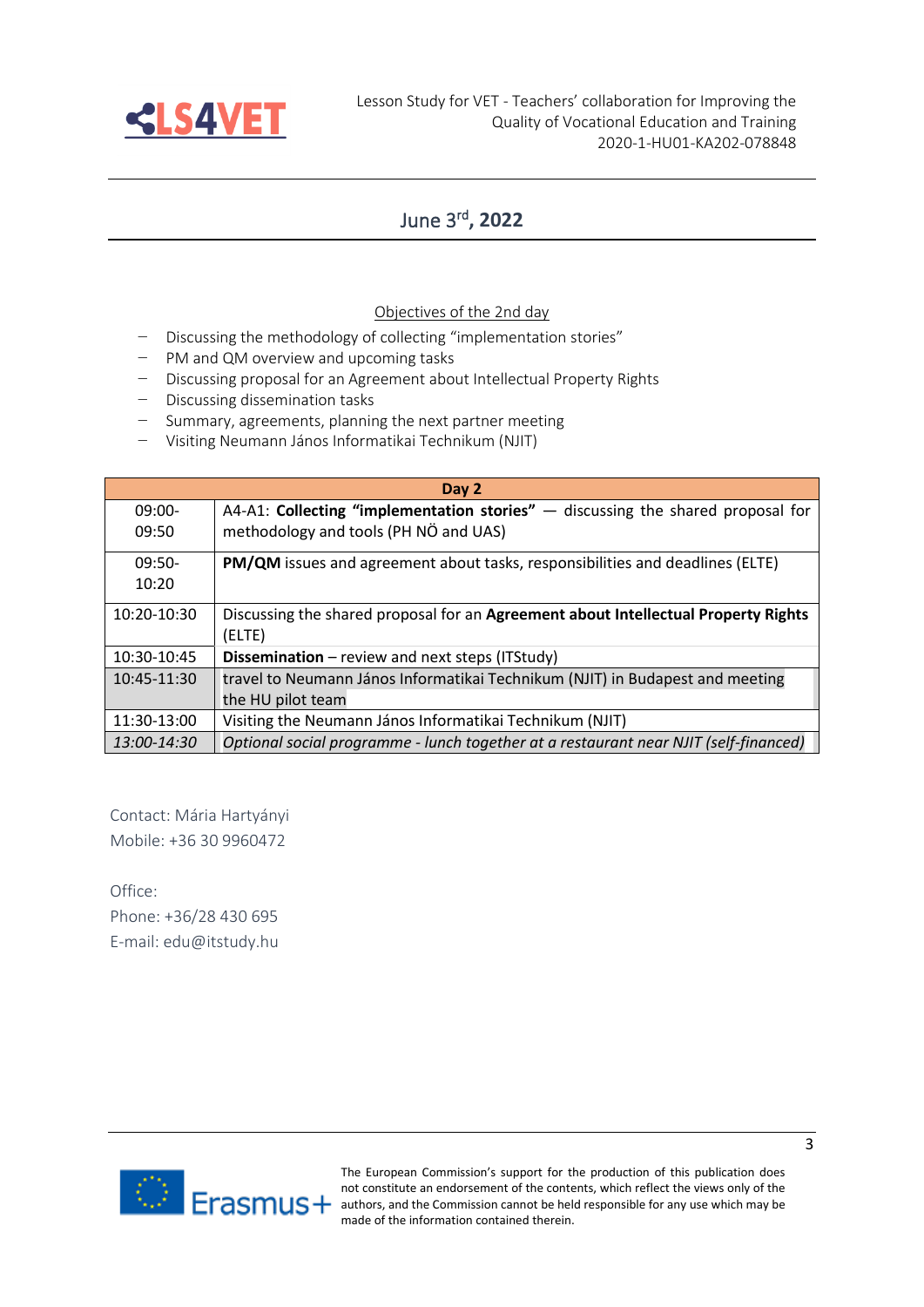## June 3[rd], 2022

Objectives of the 2nd day

- Discussing the methodology of collecting "implementation stories"
- PM and QM overview and upcoming tasks
- Discussing proposal for an Agreement about Intellectual Property Rights
- Discussing dissemination tasks
- Summary, agreements, planning the next partner meeting
- Visiting Neumann János Informatikai Technikum (NJIT)

| Day 2 | |
|---|---|
| 09:00-09:50 | A4-A1: **Collecting "implementation stories"** — discussing the shared proposal for methodology and tools (PH NÖ and UAS) |
| 09:50-10:20 | **PM/QM** issues and agreement about tasks, responsibilities and deadlines (ELTE) |
| 10:20-10:30 | Discussing the shared proposal for an **Agreement about Intellectual Property Rights** (ELTE) |
| 10:30-10:45 | **Dissemination** – review and next steps (ITStudy) |
| 10:45-11:30 | travel to Neumann János Informatikai Technikum (NJIT) in Budapest and meeting the HU pilot team |
| 11:30-13:00 | Visiting the Neumann János Informatikai Technikum (NJIT) |
| *13:00-14:30* | *Optional social programme - lunch together at a restaurant near NJIT (self-financed)* |

Contact: Mária Hartyányi
Mobile: +36 30 9960472

Office:
Phone: +36/28 430 695
E-mail: edu@itstudy.hu

The European Commission's support for the production of this publication does not constitute an endorsement of the contents, which reflect the views only of the authors, and the Commission cannot be held responsible for any use which may be made of the information contained therein.